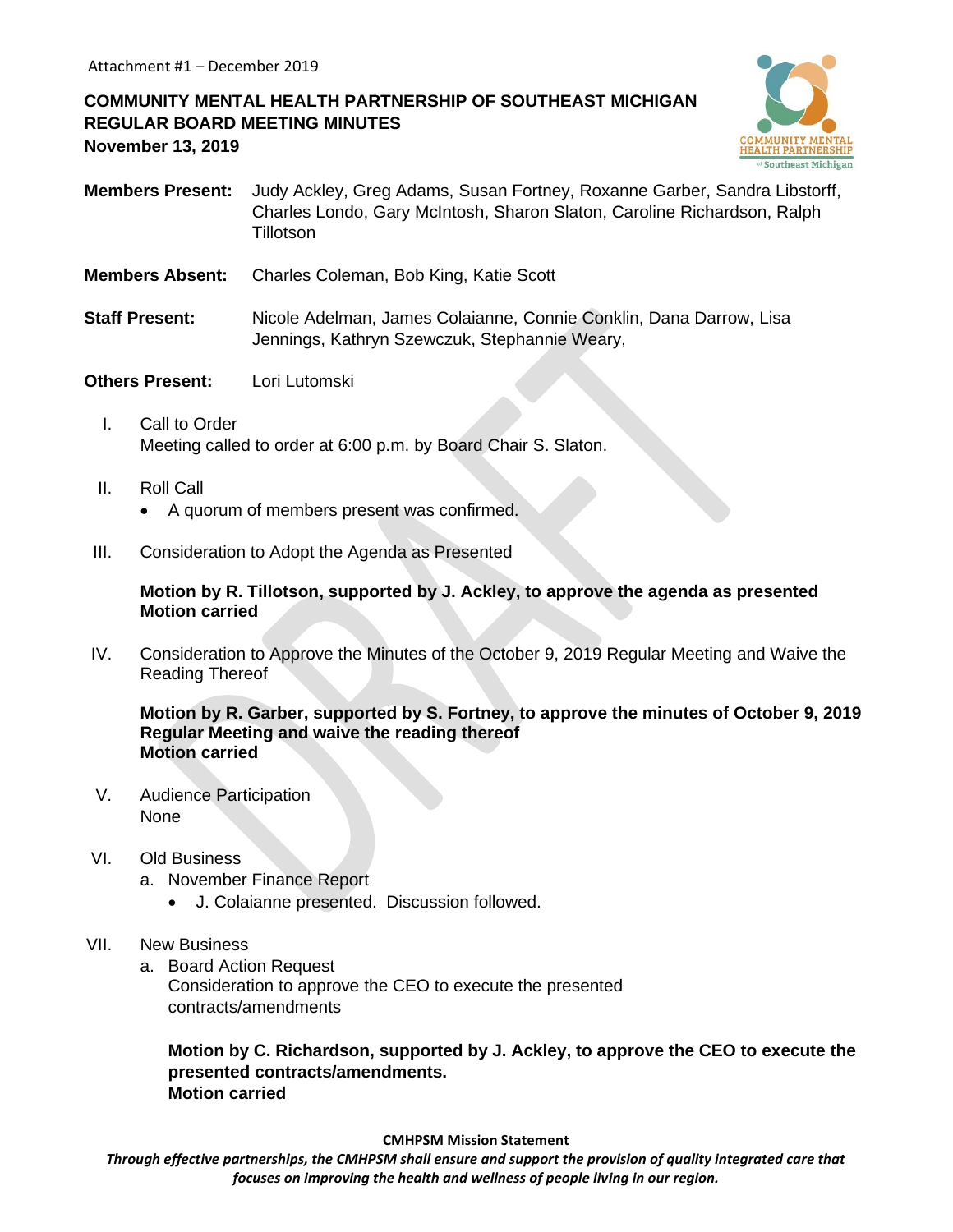Attachment #1 – December 2019

**COMMUNITY MENTAL HEALTH PARTNERSHIP OF SOUTHEAST MICHIGAN**
**REGULAR BOARD MEETING MINUTES**
**November 13, 2019**

**Members Present:** Judy Ackley, Greg Adams, Susan Fortney, Roxanne Garber, Sandra Libstorff, Charles Londo, Gary McIntosh, Sharon Slaton, Caroline Richardson, Ralph Tillotson

**Members Absent:** Charles Coleman, Bob King, Katie Scott

**Staff Present:** Nicole Adelman, James Colaianne, Connie Conklin, Dana Darrow, Lisa Jennings, Kathryn Szewczuk, Stephannie Weary,

**Others Present:** Lori Lutomski

I. Call to Order
Meeting called to order at 6:00 p.m. by Board Chair S. Slaton.

II. Roll Call
- A quorum of members present was confirmed.

III. Consideration to Adopt the Agenda as Presented

**Motion by R. Tillotson, supported by J. Ackley, to approve the agenda as presented**
**Motion carried**

IV. Consideration to Approve the Minutes of the October 9, 2019 Regular Meeting and Waive the Reading Thereof

**Motion by R. Garber, supported by S. Fortney, to approve the minutes of October 9, 2019 Regular Meeting and waive the reading thereof**
**Motion carried**

V. Audience Participation
None

VI. Old Business
a. November Finance Report
   - J. Colaianne presented. Discussion followed.

VII. New Business
a. Board Action Request
Consideration to approve the CEO to execute the presented contracts/amendments

**Motion by C. Richardson, supported by J. Ackley, to approve the CEO to execute the presented contracts/amendments.**
**Motion carried**

**CMHPSM Mission Statement**
***Through effective partnerships, the CMHPSM shall ensure and support the provision of quality integrated care that focuses on improving the health and wellness of people living in our region.***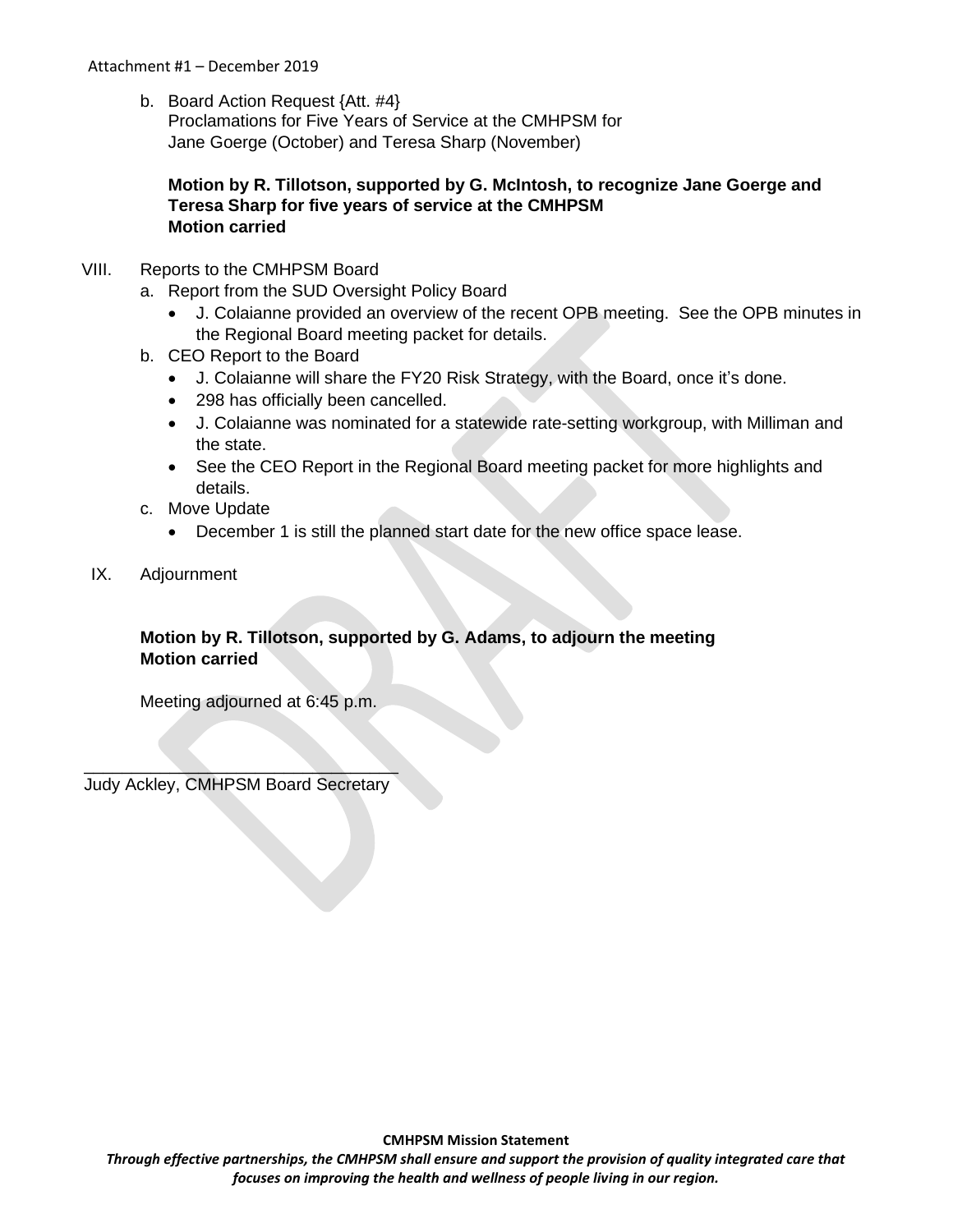b. Board Action Request {Att. #4}
   Proclamations for Five Years of Service at the CMHPSM for
   Jane Goerge (October) and Teresa Sharp (November)

   **Motion by R. Tillotson, supported by G. McIntosh, to recognize Jane Goerge and Teresa Sharp for five years of service at the CMHPSM**
   **Motion carried**

VIII. Reports to the CMHPSM Board

a. Report from the SUD Oversight Policy Board
   - J. Colaianne provided an overview of the recent OPB meeting. See the OPB minutes in the Regional Board meeting packet for details.

b. CEO Report to the Board
   - J. Colaianne will share the FY20 Risk Strategy, with the Board, once it's done.
   - 298 has officially been cancelled.
   - J. Colaianne was nominated for a statewide rate-setting workgroup, with Milliman and the state.
   - See the CEO Report in the Regional Board meeting packet for more highlights and details.

c. Move Update
   - December 1 is still the planned start date for the new office space lease.

IX. Adjournment

**Motion by R. Tillotson, supported by G. Adams, to adjourn the meeting**
**Motion carried**

Meeting adjourned at 6:45 p.m.

\_\_\_\_\_\_\_\_\_\_\_\_\_\_\_\_\_\_\_\_\_\_\_\_\_\_\_\_\_\_\_\_\_
Judy Ackley, CMHPSM Board Secretary

**CMHPSM Mission Statement**

***Through effective partnerships, the CMHPSM shall ensure and support the provision of quality integrated care that focuses on improving the health and wellness of people living in our region.***